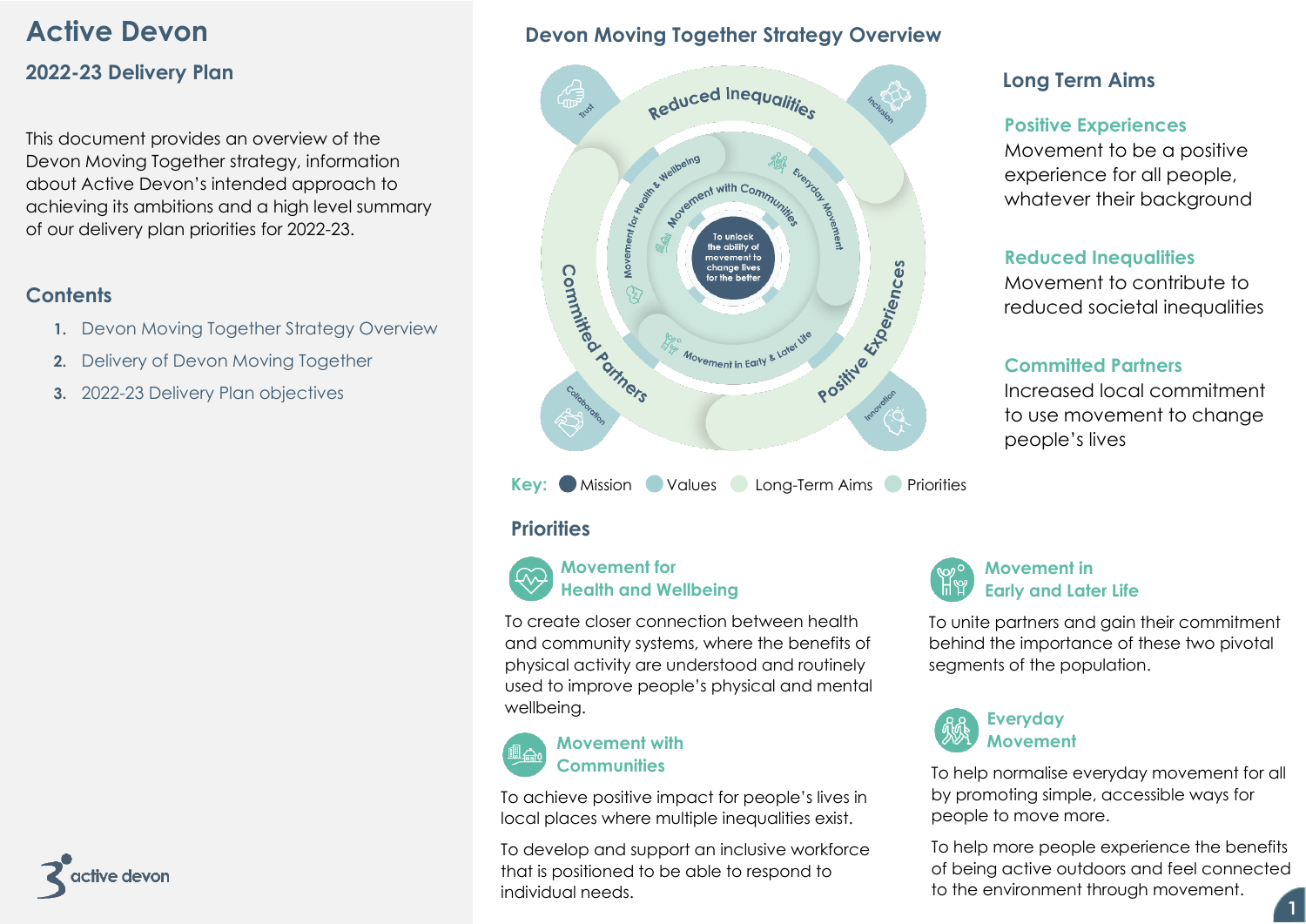# Active Devon

## 2022-23 Delivery Plan

This document provides an overview of the Devon Moving Together strategy, information about Active Devon's intended approach to achieving its ambitions and a high level summary of our delivery plan priorities for 2022-23.

## Contents

1. Devon Moving Together Strategy Overview
2. Delivery of Devon Moving Together
3. 2022-23 Delivery Plan objectives

## Devon Moving Together Strategy Overview

To unlock the ability of movement to change lives for the better

Trust · Inclusion · Collaboration · Innovation

Reduced Inequalities · Positive Experiences · Committed Partners

Movement for Health & Wellbeing · Movement with Communities · Everyday Movement · Movement in Early & Later Life

Key: Mission · Values · Long-Term Aims · Priorities

### Long Term Aims

**Positive Experiences**
Movement to be a positive experience for all people, whatever their background

**Reduced Inequalities**
Movement to contribute to reduced societal inequalities

**Committed Partners**
Increased local commitment to use movement to change people's lives

### Priorities

**Movement for Health and Wellbeing**

To create closer connection between health and community systems, where the benefits of physical activity are understood and routinely used to improve people's physical and mental wellbeing.

**Movement with Communities**

To achieve positive impact for people's lives in local places where multiple inequalities exist.

To develop and support an inclusive workforce that is positioned to be able to respond to individual needs.

**Movement in Early and Later Life**

To unite partners and gain their commitment behind the importance of these two pivotal segments of the population.

**Everyday Movement**

To help normalise everyday movement for all by promoting simple, accessible ways for people to move more.

To help more people experience the benefits of being active outdoors and feel connected to the environment through movement.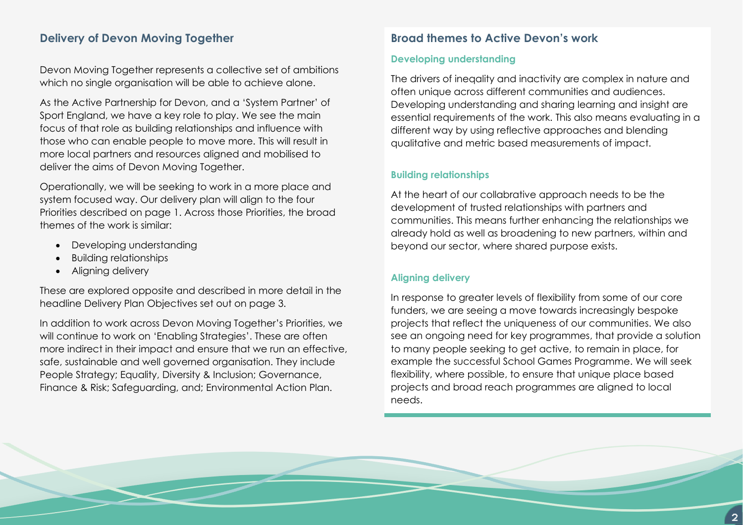## Delivery of Devon Moving Together

Devon Moving Together represents a collective set of ambitions which no single organisation will be able to achieve alone.

As the Active Partnership for Devon, and a 'System Partner' of Sport England, we have a key role to play. We see the main focus of that role as building relationships and influence with those who can enable people to move more. This will result in more local partners and resources aligned and mobilised to deliver the aims of Devon Moving Together.

Operationally, we will be seeking to work in a more place and system focused way. Our delivery plan will align to the four Priorities described on page 1. Across those Priorities, the broad themes of the work is similar:

- Developing understanding
- Building relationships
- Aligning delivery

These are explored opposite and described in more detail in the headline Delivery Plan Objectives set out on page 3.

In addition to work across Devon Moving Together's Priorities, we will continue to work on 'Enabling Strategies'. These are often more indirect in their impact and ensure that we run an effective, safe, sustainable and well governed organisation. They include People Strategy; Equality, Diversity & Inclusion; Governance, Finance & Risk; Safeguarding, and; Environmental Action Plan.

## Broad themes to Active Devon's work

### Developing understanding

The drivers of ineqality and inactivity are complex in nature and often unique across different communities and audiences. Developing understanding and sharing learning and insight are essential requirements of the work. This also means evaluating in a different way by using reflective approaches and blending qualitative and metric based measurements of impact.

### Building relationships

At the heart of our collabrative approach needs to be the development of trusted relationships with partners and communities. This means further enhancing the relationships we already hold as well as broadening to new partners, within and beyond our sector, where shared purpose exists.

### Aligning delivery

In response to greater levels of flexibility from some of our core funders, we are seeing a move towards increasingly bespoke projects that reflect the uniqueness of our communities. We also see an ongoing need for key programmes, that provide a solution to many people seeking to get active, to remain in place, for example the successful School Games Programme. We will seek flexibility, where possible, to ensure that unique place based projects and broad reach programmes are aligned to local needs.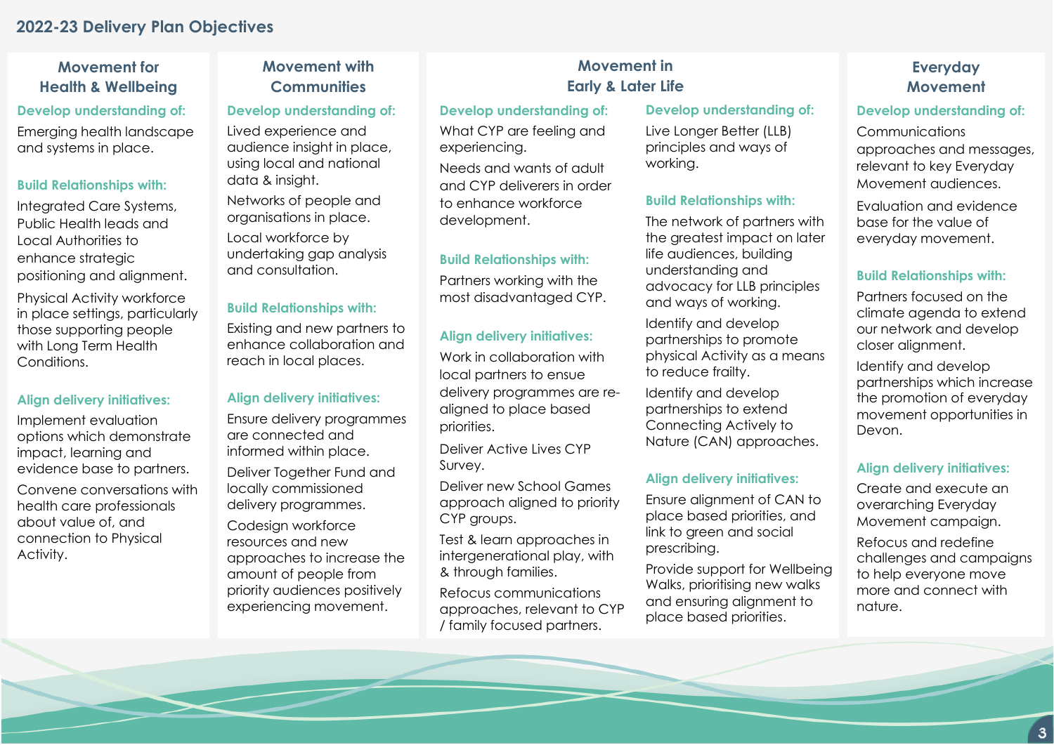# 2022-23 Delivery Plan Objectives

## Movement for Health & Wellbeing

### Develop understanding of:

Emerging health landscape and systems in place.

### Build Relationships with:

Integrated Care Systems, Public Health leads and Local Authorities to enhance strategic positioning and alignment.

Physical Activity workforce in place settings, particularly those supporting people with Long Term Health Conditions.

### Align delivery initiatives:

Implement evaluation options which demonstrate impact, learning and evidence base to partners.

Convene conversations with health care professionals about value of, and connection to Physical Activity.

## Movement with Communities

### Develop understanding of:

Lived experience and audience insight in place, using local and national data & insight.

Networks of people and organisations in place.

Local workforce by undertaking gap analysis and consultation.

### Build Relationships with:

Existing and new partners to enhance collaboration and reach in local places.

### Align delivery initiatives:

Ensure delivery programmes are connected and informed within place.

Deliver Together Fund and locally commissioned delivery programmes.

Codesign workforce resources and new approaches to increase the amount of people from priority audiences positively experiencing movement.

## Movement in Early & Later Life

### Develop understanding of:

What CYP are feeling and experiencing.

Needs and wants of adult and CYP deliverers in order to enhance workforce development.

### Build Relationships with:

Partners working with the most disadvantaged CYP.

### Align delivery initiatives:

Work in collaboration with local partners to ensue delivery programmes are re-aligned to place based priorities.

Deliver Active Lives CYP Survey.

Deliver new School Games approach aligned to priority CYP groups.

Test & learn approaches in intergenerational play, with & through families.

Refocus communications approaches, relevant to CYP / family focused partners.

### Develop understanding of:

Live Longer Better (LLB) principles and ways of working.

### Build Relationships with:

The network of partners with the greatest impact on later life audiences, building understanding and advocacy for LLB principles and ways of working.

Identify and develop partnerships to promote physical Activity as a means to reduce frailty.

Identify and develop partnerships to extend Connecting Actively to Nature (CAN) approaches.

### Align delivery initiatives:

Ensure alignment of CAN to place based priorities, and link to green and social prescribing.

Provide support for Wellbeing Walks, prioritising new walks and ensuring alignment to place based priorities.

## Everyday Movement

### Develop understanding of:

Communications approaches and messages, relevant to key Everyday Movement audiences.

Evaluation and evidence base for the value of everyday movement.

### Build Relationships with:

Partners focused on the climate agenda to extend our network and develop closer alignment.

Identify and develop partnerships which increase the promotion of everyday movement opportunities in Devon.

### Align delivery initiatives:

Create and execute an overarching Everyday Movement campaign.

Refocus and redefine challenges and campaigns to help everyone move more and connect with nature.